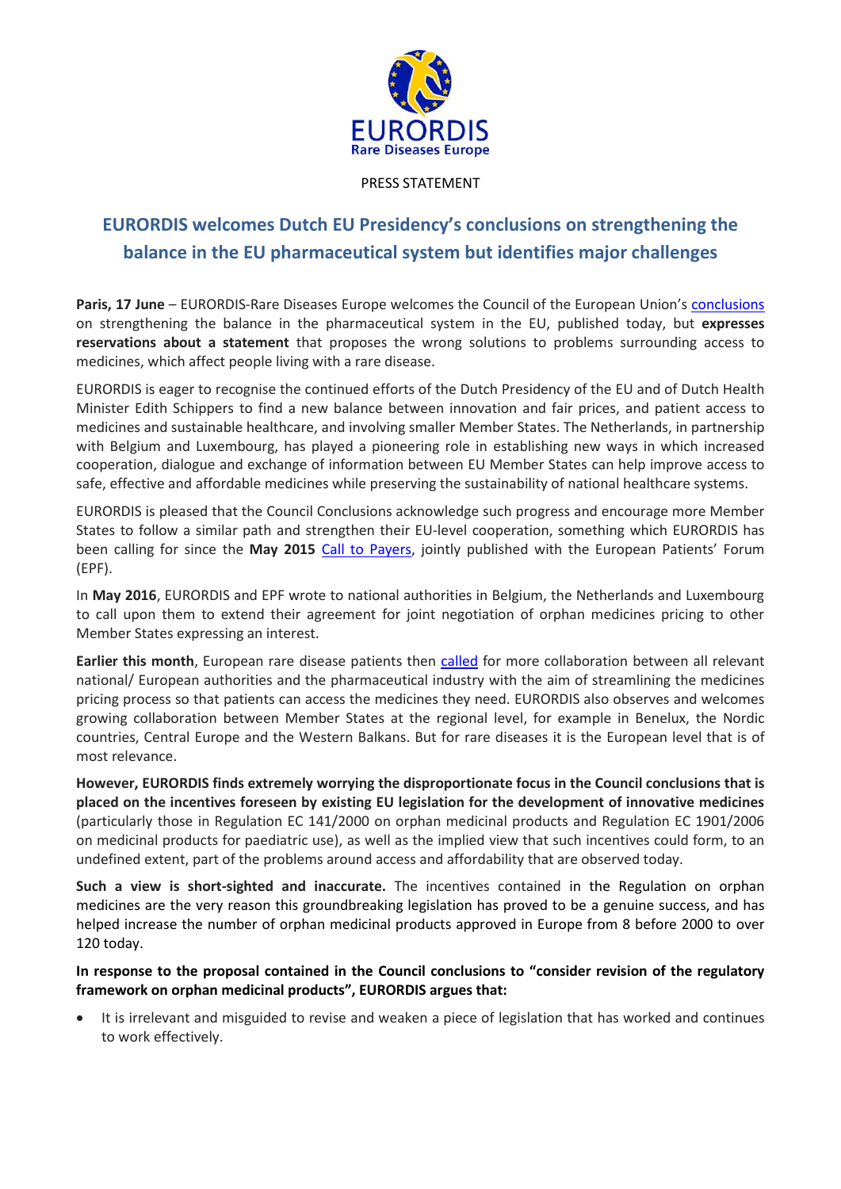EURORDIS
Rare Diseases Europe

PRESS STATEMENT

# EURORDIS welcomes Dutch EU Presidency's conclusions on strengthening the balance in the EU pharmaceutical system but identifies major challenges

**Paris, 17 June** – EURORDIS-Rare Diseases Europe welcomes the Council of the European Union's conclusions on strengthening the balance in the pharmaceutical system in the EU, published today, but **expresses reservations about a statement** that proposes the wrong solutions to problems surrounding access to medicines, which affect people living with a rare disease.

EURORDIS is eager to recognise the continued efforts of the Dutch Presidency of the EU and of Dutch Health Minister Edith Schippers to find a new balance between innovation and fair prices, and patient access to medicines and sustainable healthcare, and involving smaller Member States. The Netherlands, in partnership with Belgium and Luxembourg, has played a pioneering role in establishing new ways in which increased cooperation, dialogue and exchange of information between EU Member States can help improve access to safe, effective and affordable medicines while preserving the sustainability of national healthcare systems.

EURORDIS is pleased that the Council Conclusions acknowledge such progress and encourage more Member States to follow a similar path and strengthen their EU-level cooperation, something which EURORDIS has been calling for since the **May 2015** Call to Payers, jointly published with the European Patients' Forum (EPF).

In **May 2016**, EURORDIS and EPF wrote to national authorities in Belgium, the Netherlands and Luxembourg to call upon them to extend their agreement for joint negotiation of orphan medicines pricing to other Member States expressing an interest.

**Earlier this month**, European rare disease patients then called for more collaboration between all relevant national/ European authorities and the pharmaceutical industry with the aim of streamlining the medicines pricing process so that patients can access the medicines they need. EURORDIS also observes and welcomes growing collaboration between Member States at the regional level, for example in Benelux, the Nordic countries, Central Europe and the Western Balkans. But for rare diseases it is the European level that is of most relevance.

**However, EURORDIS finds extremely worrying the disproportionate focus in the Council conclusions that is placed on the incentives foreseen by existing EU legislation for the development of innovative medicines** (particularly those in Regulation EC 141/2000 on orphan medicinal products and Regulation EC 1901/2006 on medicinal products for paediatric use), as well as the implied view that such incentives could form, to an undefined extent, part of the problems around access and affordability that are observed today.

**Such a view is short-sighted and inaccurate.** The incentives contained in the Regulation on orphan medicines are the very reason this groundbreaking legislation has proved to be a genuine success, and has helped increase the number of orphan medicinal products approved in Europe from 8 before 2000 to over 120 today.

**In response to the proposal contained in the Council conclusions to "consider revision of the regulatory framework on orphan medicinal products", EURORDIS argues that:**

- It is irrelevant and misguided to revise and weaken a piece of legislation that has worked and continues to work effectively.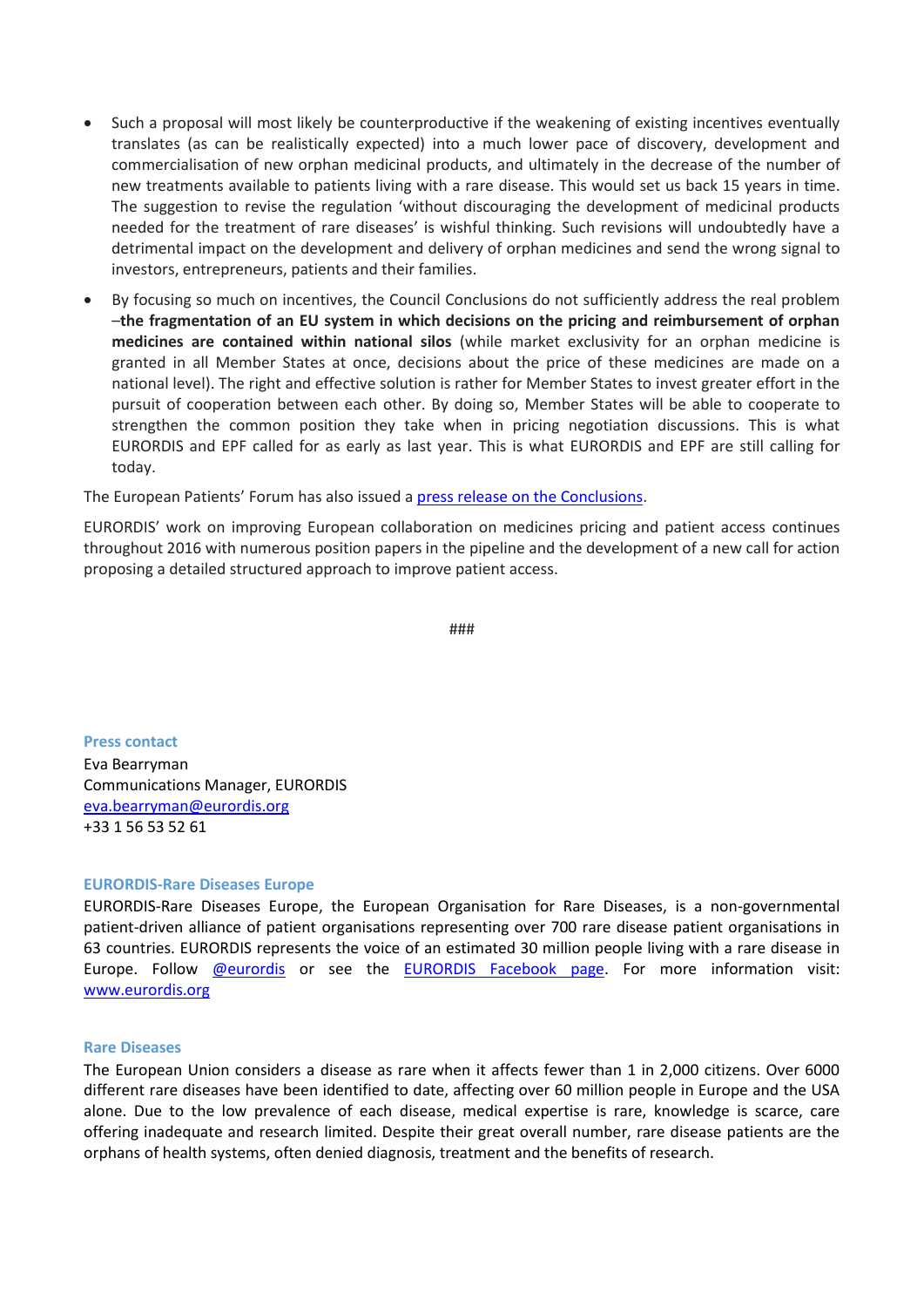- Such a proposal will most likely be counterproductive if the weakening of existing incentives eventually translates (as can be realistically expected) into a much lower pace of discovery, development and commercialisation of new orphan medicinal products, and ultimately in the decrease of the number of new treatments available to patients living with a rare disease. This would set us back 15 years in time. The suggestion to revise the regulation 'without discouraging the development of medicinal products needed for the treatment of rare diseases' is wishful thinking. Such revisions will undoubtedly have a detrimental impact on the development and delivery of orphan medicines and send the wrong signal to investors, entrepreneurs, patients and their families.
- By focusing so much on incentives, the Council Conclusions do not sufficiently address the real problem –**the fragmentation of an EU system in which decisions on the pricing and reimbursement of orphan medicines are contained within national silos** (while market exclusivity for an orphan medicine is granted in all Member States at once, decisions about the price of these medicines are made on a national level). The right and effective solution is rather for Member States to invest greater effort in the pursuit of cooperation between each other. By doing so, Member States will be able to cooperate to strengthen the common position they take when in pricing negotiation discussions. This is what EURORDIS and EPF called for as early as last year. This is what EURORDIS and EPF are still calling for today.

The European Patients' Forum has also issued a [press release on the Conclusions](#).

EURORDIS' work on improving European collaboration on medicines pricing and patient access continues throughout 2016 with numerous position papers in the pipeline and the development of a new call for action proposing a detailed structured approach to improve patient access.

###

**Press contact**

Eva Bearryman
Communications Manager, EURORDIS
[eva.bearryman@eurordis.org](mailto:eva.bearryman@eurordis.org)
+33 1 56 53 52 61

**EURORDIS-Rare Diseases Europe**

EURORDIS-Rare Diseases Europe, the European Organisation for Rare Diseases, is a non-governmental patient-driven alliance of patient organisations representing over 700 rare disease patient organisations in 63 countries. EURORDIS represents the voice of an estimated 30 million people living with a rare disease in Europe. Follow [@eurordis](#) or see the [EURORDIS Facebook page](#). For more information visit: [www.eurordis.org](http://www.eurordis.org)

**Rare Diseases**

The European Union considers a disease as rare when it affects fewer than 1 in 2,000 citizens. Over 6000 different rare diseases have been identified to date, affecting over 60 million people in Europe and the USA alone. Due to the low prevalence of each disease, medical expertise is rare, knowledge is scarce, care offering inadequate and research limited. Despite their great overall number, rare disease patients are the orphans of health systems, often denied diagnosis, treatment and the benefits of research.